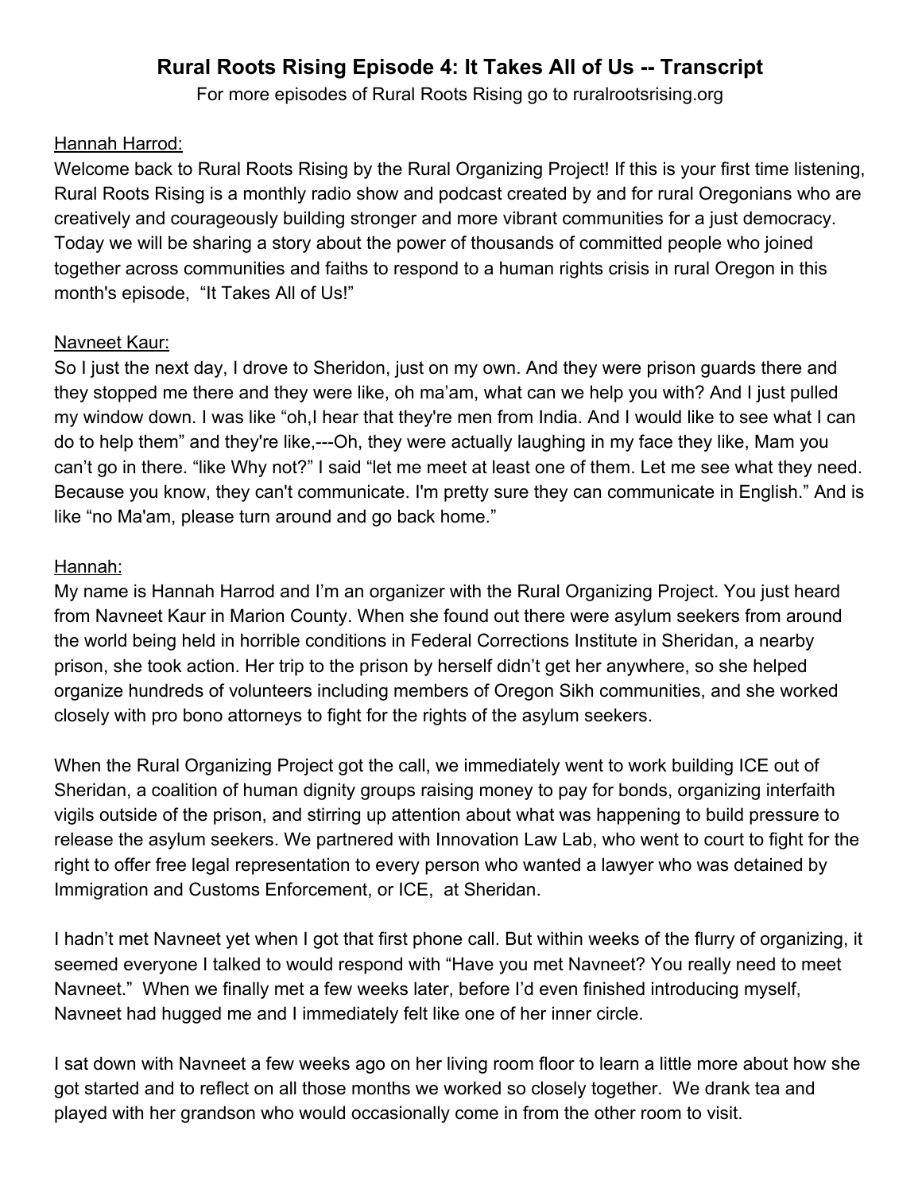# Rural Roots Rising Episode 4: It Takes All of Us -- Transcript

For more episodes of Rural Roots Rising go to ruralrootsrising.org

<u>Hannah Harrod:</u>

Welcome back to Rural Roots Rising by the Rural Organizing Project! If this is your first time listening, Rural Roots Rising is a monthly radio show and podcast created by and for rural Oregonians who are creatively and courageously building stronger and more vibrant communities for a just democracy. Today we will be sharing a story about the power of thousands of committed people who joined together across communities and faiths to respond to a human rights crisis in rural Oregon in this month's episode, "It Takes All of Us!"

<u>Navneet Kaur:</u>

So I just the next day, I drove to Sheridon, just on my own. And they were prison guards there and they stopped me there and they were like, oh ma'am, what can we help you with? And I just pulled my window down. I was like "oh,I hear that they're men from India. And I would like to see what I can do to help them" and they're like,---Oh, they were actually laughing in my face they like, Mam you can't go in there. "like Why not?" I said "let me meet at least one of them. Let me see what they need. Because you know, they can't communicate. I'm pretty sure they can communicate in English." And is like "no Ma'am, please turn around and go back home."

<u>Hannah:</u>

My name is Hannah Harrod and I'm an organizer with the Rural Organizing Project. You just heard from Navneet Kaur in Marion County. When she found out there were asylum seekers from around the world being held in horrible conditions in Federal Corrections Institute in Sheridan, a nearby prison, she took action. Her trip to the prison by herself didn't get her anywhere, so she helped organize hundreds of volunteers including members of Oregon Sikh communities, and she worked closely with pro bono attorneys to fight for the rights of the asylum seekers.

When the Rural Organizing Project got the call, we immediately went to work building ICE out of Sheridan, a coalition of human dignity groups raising money to pay for bonds, organizing interfaith vigils outside of the prison, and stirring up attention about what was happening to build pressure to release the asylum seekers. We partnered with Innovation Law Lab, who went to court to fight for the right to offer free legal representation to every person who wanted a lawyer who was detained by Immigration and Customs Enforcement, or ICE, at Sheridan.

I hadn't met Navneet yet when I got that first phone call. But within weeks of the flurry of organizing, it seemed everyone I talked to would respond with "Have you met Navneet? You really need to meet Navneet." When we finally met a few weeks later, before I'd even finished introducing myself, Navneet had hugged me and I immediately felt like one of her inner circle.

I sat down with Navneet a few weeks ago on her living room floor to learn a little more about how she got started and to reflect on all those months we worked so closely together. We drank tea and played with her grandson who would occasionally come in from the other room to visit.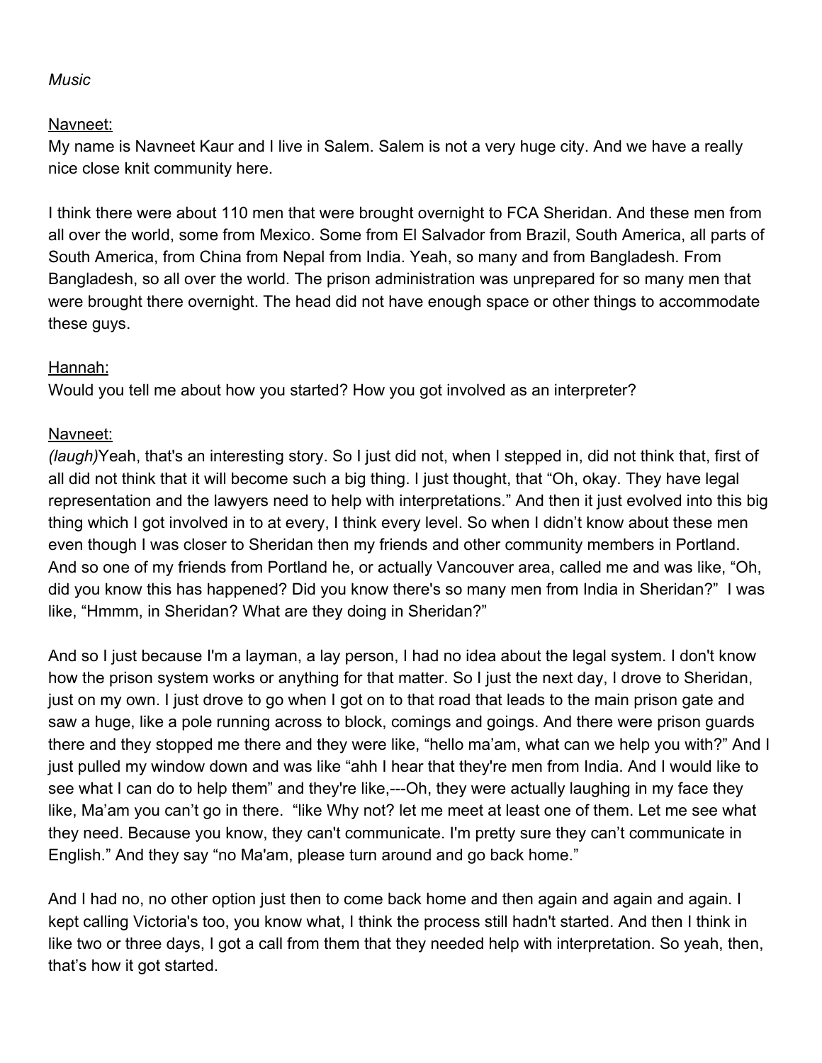*Music*

Navneet:
My name is Navneet Kaur and I live in Salem. Salem is not a very huge city. And we have a really nice close knit community here.

I think there were about 110 men that were brought overnight to FCA Sheridan. And these men from all over the world, some from Mexico. Some from El Salvador from Brazil, South America, all parts of South America, from China from Nepal from India. Yeah, so many and from Bangladesh. From Bangladesh, so all over the world. The prison administration was unprepared for so many men that were brought there overnight. The head did not have enough space or other things to accommodate these guys.

Hannah:
Would you tell me about how you started? How you got involved as an interpreter?

Navneet:
*(laugh)*Yeah, that's an interesting story. So I just did not, when I stepped in, did not think that, first of all did not think that it will become such a big thing. I just thought, that "Oh, okay. They have legal representation and the lawyers need to help with interpretations." And then it just evolved into this big thing which I got involved in to at every, I think every level. So when I didn't know about these men even though I was closer to Sheridan then my friends and other community members in Portland. And so one of my friends from Portland he, or actually Vancouver area, called me and was like, "Oh, did you know this has happened? Did you know there's so many men from India in Sheridan?" I was like, "Hmmm, in Sheridan? What are they doing in Sheridan?"

And so I just because I'm a layman, a lay person, I had no idea about the legal system. I don't know how the prison system works or anything for that matter. So I just the next day, I drove to Sheridan, just on my own. I just drove to go when I got on to that road that leads to the main prison gate and saw a huge, like a pole running across to block, comings and goings. And there were prison guards there and they stopped me there and they were like, "hello ma'am, what can we help you with?" And I just pulled my window down and was like "ahh I hear that they're men from India. And I would like to see what I can do to help them" and they're like,---Oh, they were actually laughing in my face they like, Ma'am you can't go in there. "like Why not? let me meet at least one of them. Let me see what they need. Because you know, they can't communicate. I'm pretty sure they can't communicate in English." And they say "no Ma'am, please turn around and go back home."

And I had no, no other option just then to come back home and then again and again and again. I kept calling Victoria's too, you know what, I think the process still hadn't started. And then I think in like two or three days, I got a call from them that they needed help with interpretation. So yeah, then, that's how it got started.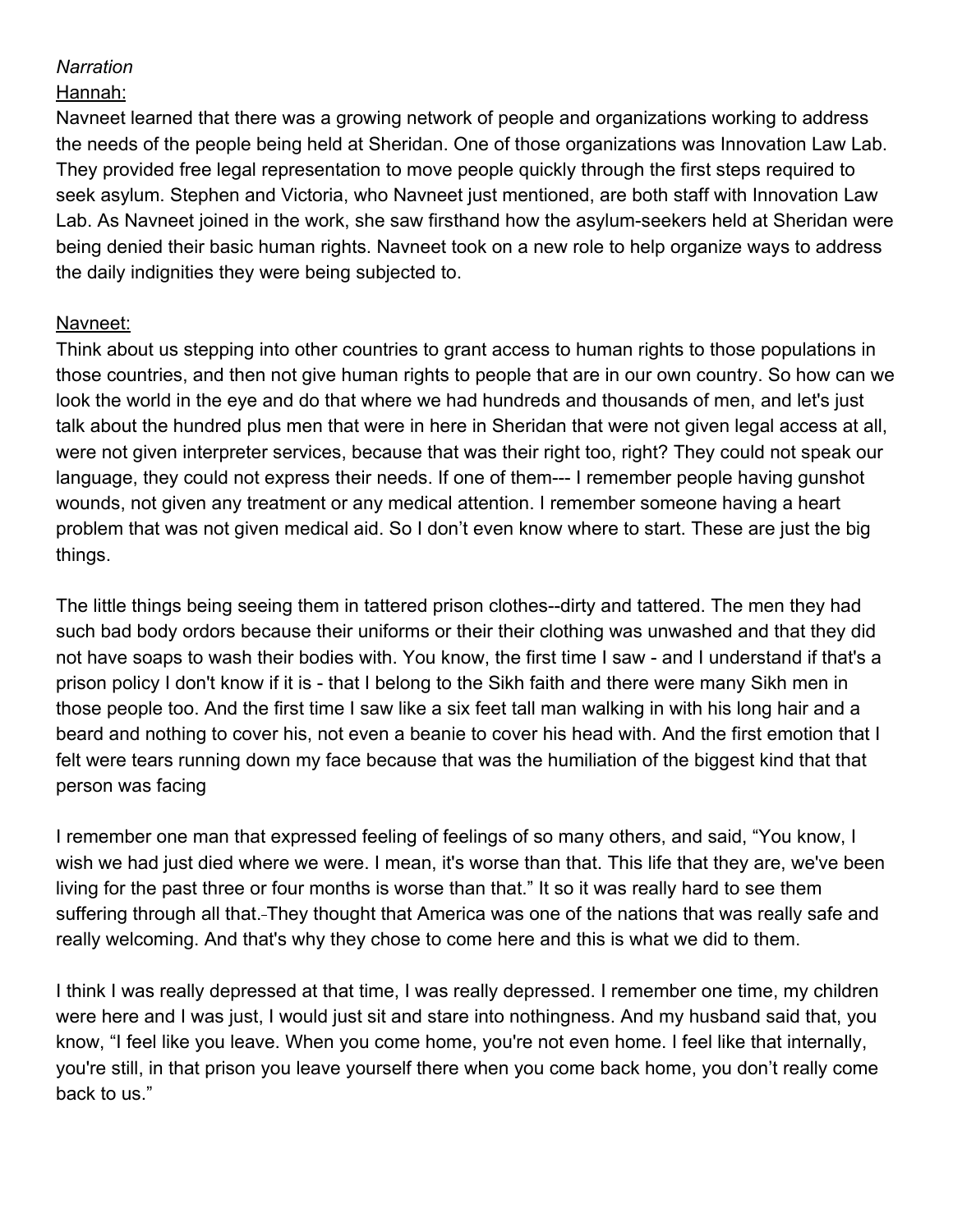*Narration*

Hannah:

Navneet learned that there was a growing network of people and organizations working to address the needs of the people being held at Sheridan. One of those organizations was Innovation Law Lab. They provided free legal representation to move people quickly through the first steps required to seek asylum. Stephen and Victoria, who Navneet just mentioned, are both staff with Innovation Law Lab. As Navneet joined in the work, she saw firsthand how the asylum-seekers held at Sheridan were being denied their basic human rights. Navneet took on a new role to help organize ways to address the daily indignities they were being subjected to.

Navneet:

Think about us stepping into other countries to grant access to human rights to those populations in those countries, and then not give human rights to people that are in our own country. So how can we look the world in the eye and do that where we had hundreds and thousands of men, and let's just talk about the hundred plus men that were in here in Sheridan that were not given legal access at all, were not given interpreter services, because that was their right too, right? They could not speak our language, they could not express their needs. If one of them--- I remember people having gunshot wounds, not given any treatment or any medical attention. I remember someone having a heart problem that was not given medical aid. So I don't even know where to start. These are just the big things.

The little things being seeing them in tattered prison clothes--dirty and tattered. The men they had such bad body ordors because their uniforms or their their clothing was unwashed and that they did not have soaps to wash their bodies with. You know, the first time I saw - and I understand if that's a prison policy I don't know if it is - that I belong to the Sikh faith and there were many Sikh men in those people too. And the first time I saw like a six feet tall man walking in with his long hair and a beard and nothing to cover his, not even a beanie to cover his head with. And the first emotion that I felt were tears running down my face because that was the humiliation of the biggest kind that that person was facing

I remember one man that expressed feeling of feelings of so many others, and said, "You know, I wish we had just died where we were. I mean, it's worse than that. This life that they are, we've been living for the past three or four months is worse than that." It so it was really hard to see them suffering through all that. They thought that America was one of the nations that was really safe and really welcoming. And that's why they chose to come here and this is what we did to them.

I think I was really depressed at that time, I was really depressed. I remember one time, my children were here and I was just, I would just sit and stare into nothingness. And my husband said that, you know, "I feel like you leave. When you come home, you're not even home. I feel like that internally, you're still, in that prison you leave yourself there when you come back home, you don't really come back to us."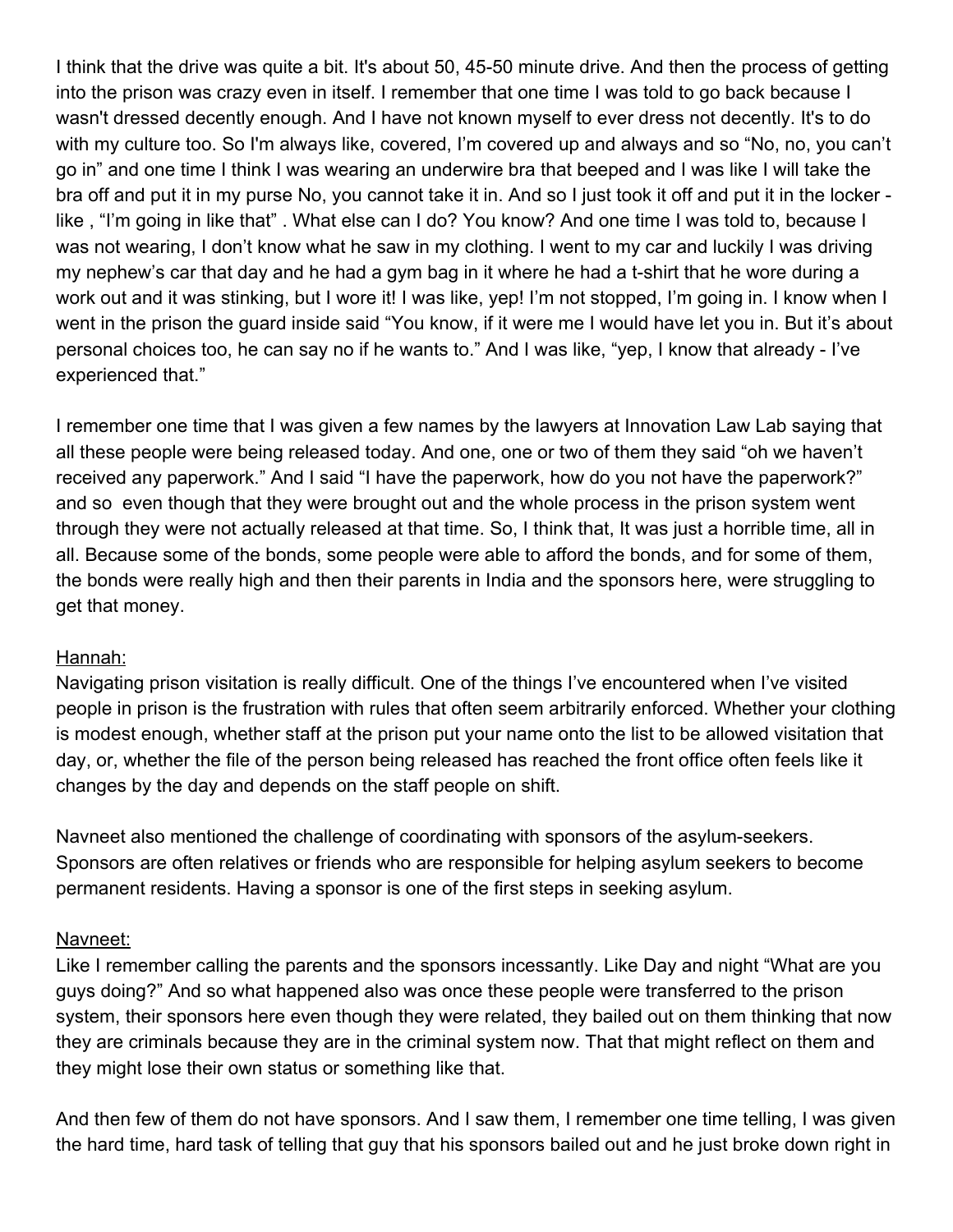I think that the drive was quite a bit. It's about 50, 45-50 minute drive. And then the process of getting into the prison was crazy even in itself. I remember that one time I was told to go back because I wasn't dressed decently enough. And I have not known myself to ever dress not decently. It's to do with my culture too. So I'm always like, covered, I'm covered up and always and so "No, no, you can't go in" and one time I think I was wearing an underwire bra that beeped and I was like I will take the bra off and put it in my purse No, you cannot take it in. And so I just took it off and put it in the locker - like , "I'm going in like that" . What else can I do? You know? And one time I was told to, because I was not wearing, I don't know what he saw in my clothing. I went to my car and luckily I was driving my nephew's car that day and he had a gym bag in it where he had a t-shirt that he wore during a work out and it was stinking, but I wore it! I was like, yep! I'm not stopped, I'm going in. I know when I went in the prison the guard inside said "You know, if it were me I would have let you in. But it's about personal choices too, he can say no if he wants to." And I was like, "yep, I know that already - I've experienced that."

I remember one time that I was given a few names by the lawyers at Innovation Law Lab saying that all these people were being released today. And one, one or two of them they said "oh we haven't received any paperwork." And I said "I have the paperwork, how do you not have the paperwork?" and so even though that they were brought out and the whole process in the prison system went through they were not actually released at that time. So, I think that, It was just a horrible time, all in all. Because some of the bonds, some people were able to afford the bonds, and for some of them, the bonds were really high and then their parents in India and the sponsors here, were struggling to get that money.

<u>Hannah:</u>
Navigating prison visitation is really difficult. One of the things I've encountered when I've visited people in prison is the frustration with rules that often seem arbitrarily enforced. Whether your clothing is modest enough, whether staff at the prison put your name onto the list to be allowed visitation that day, or, whether the file of the person being released has reached the front office often feels like it changes by the day and depends on the staff people on shift.

Navneet also mentioned the challenge of coordinating with sponsors of the asylum-seekers. Sponsors are often relatives or friends who are responsible for helping asylum seekers to become permanent residents. Having a sponsor is one of the first steps in seeking asylum.

<u>Navneet:</u>
Like I remember calling the parents and the sponsors incessantly. Like Day and night "What are you guys doing?" And so what happened also was once these people were transferred to the prison system, their sponsors here even though they were related, they bailed out on them thinking that now they are criminals because they are in the criminal system now. That that might reflect on them and they might lose their own status or something like that.

And then few of them do not have sponsors. And I saw them, I remember one time telling, I was given the hard time, hard task of telling that guy that his sponsors bailed out and he just broke down right in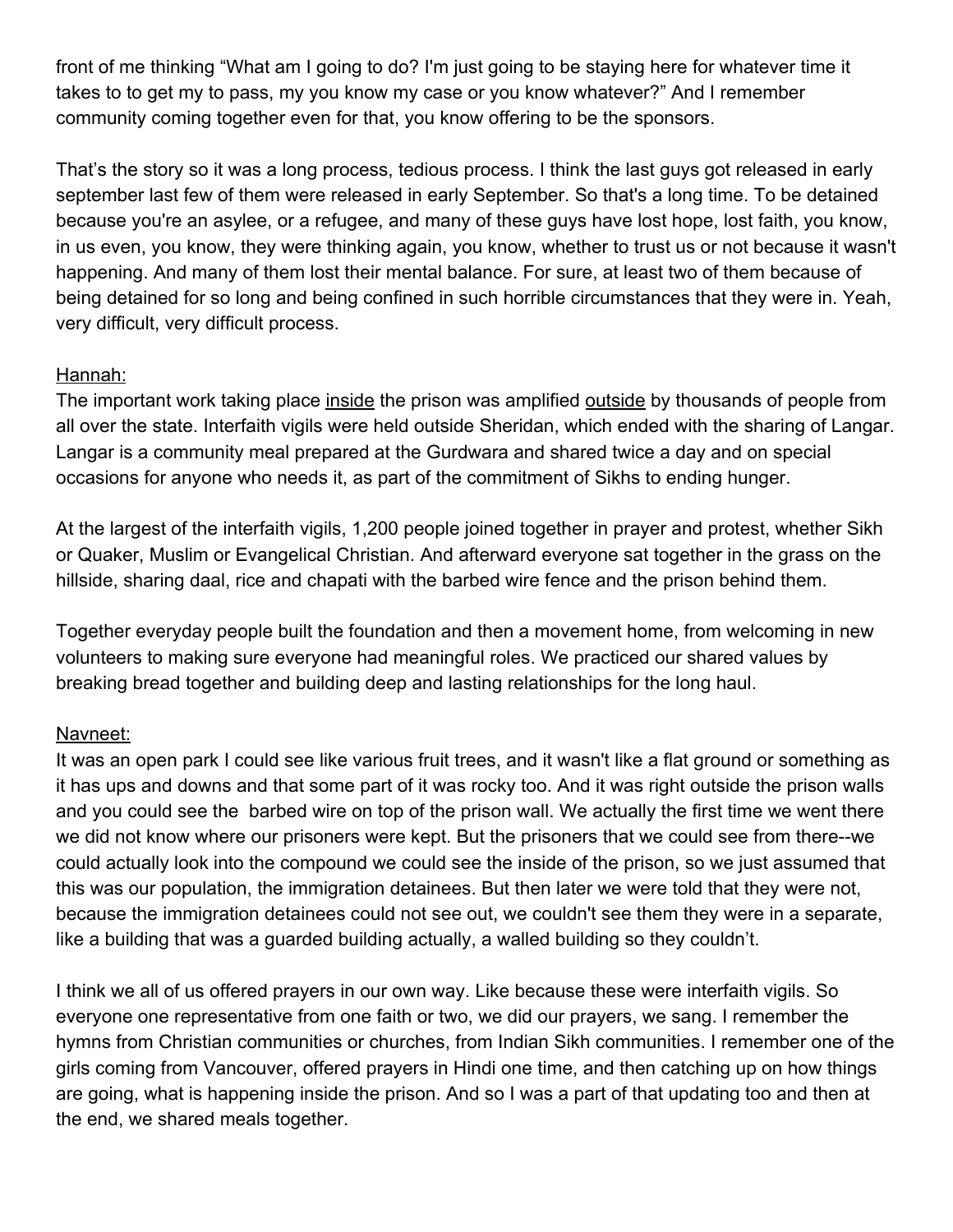front of me thinking “What am I going to do? I'm just going to be staying here for whatever time it takes to to get my to pass, my you know my case or you know whatever?” And I remember community coming together even for that, you know offering to be the sponsors.

That’s the story so it was a long process, tedious process. I think the last guys got released in early september last few of them were released in early September. So that's a long time. To be detained because you're an asylee, or a refugee, and many of these guys have lost hope, lost faith, you know, in us even, you know, they were thinking again, you know, whether to trust us or not because it wasn't happening. And many of them lost their mental balance. For sure, at least two of them because of being detained for so long and being confined in such horrible circumstances that they were in. Yeah, very difficult, very difficult process.

<u>Hannah:</u>
The important work taking place <u>inside</u> the prison was amplified <u>outside</u> by thousands of people from all over the state. Interfaith vigils were held outside Sheridan, which ended with the sharing of Langar. Langar is a community meal prepared at the Gurdwara and shared twice a day and on special occasions for anyone who needs it, as part of the commitment of Sikhs to ending hunger.

At the largest of the interfaith vigils, 1,200 people joined together in prayer and protest, whether Sikh or Quaker, Muslim or Evangelical Christian. And afterward everyone sat together in the grass on the hillside, sharing daal, rice and chapati with the barbed wire fence and the prison behind them.

Together everyday people built the foundation and then a movement home, from welcoming in new volunteers to making sure everyone had meaningful roles. We practiced our shared values by breaking bread together and building deep and lasting relationships for the long haul.

<u>Navneet:</u>
It was an open park I could see like various fruit trees, and it wasn't like a flat ground or something as it has ups and downs and that some part of it was rocky too. And it was right outside the prison walls and you could see the barbed wire on top of the prison wall. We actually the first time we went there we did not know where our prisoners were kept. But the prisoners that we could see from there--we could actually look into the compound we could see the inside of the prison, so we just assumed that this was our population, the immigration detainees. But then later we were told that they were not, because the immigration detainees could not see out, we couldn't see them they were in a separate, like a building that was a guarded building actually, a walled building so they couldn’t.

I think we all of us offered prayers in our own way. Like because these were interfaith vigils. So everyone one representative from one faith or two, we did our prayers, we sang. I remember the hymns from Christian communities or churches, from Indian Sikh communities. I remember one of the girls coming from Vancouver, offered prayers in Hindi one time, and then catching up on how things are going, what is happening inside the prison. And so I was a part of that updating too and then at the end, we shared meals together.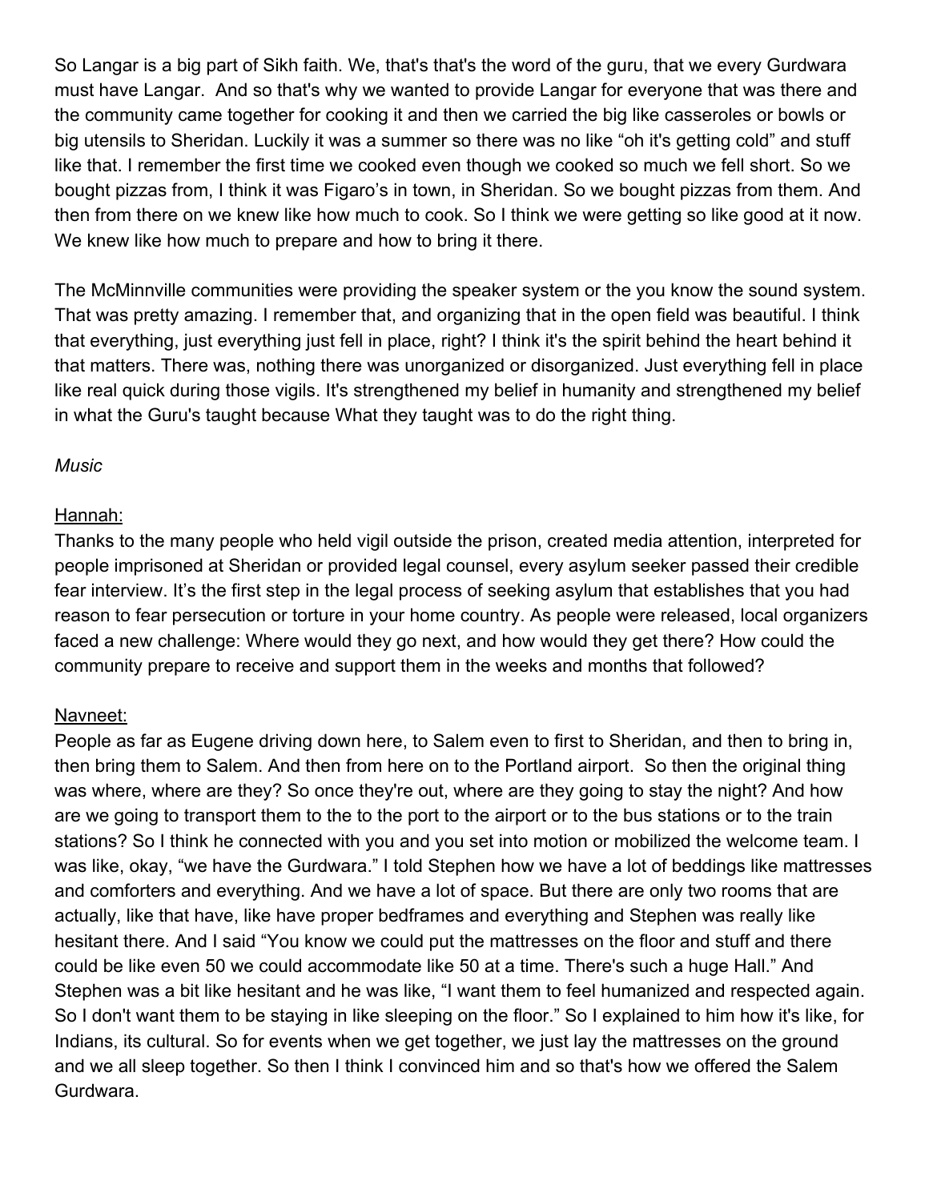So Langar is a big part of Sikh faith. We, that's that's the word of the guru, that we every Gurdwara must have Langar. And so that's why we wanted to provide Langar for everyone that was there and the community came together for cooking it and then we carried the big like casseroles or bowls or big utensils to Sheridan. Luckily it was a summer so there was no like "oh it's getting cold" and stuff like that. I remember the first time we cooked even though we cooked so much we fell short. So we bought pizzas from, I think it was Figaro's in town, in Sheridan. So we bought pizzas from them. And then from there on we knew like how much to cook. So I think we were getting so like good at it now. We knew like how much to prepare and how to bring it there.

The McMinnville communities were providing the speaker system or the you know the sound system. That was pretty amazing. I remember that, and organizing that in the open field was beautiful. I think that everything, just everything just fell in place, right? I think it's the spirit behind the heart behind it that matters. There was, nothing there was unorganized or disorganized. Just everything fell in place like real quick during those vigils. It's strengthened my belief in humanity and strengthened my belief in what the Guru's taught because What they taught was to do the right thing.

*Music*

Hannah:

Thanks to the many people who held vigil outside the prison, created media attention, interpreted for people imprisoned at Sheridan or provided legal counsel, every asylum seeker passed their credible fear interview. It's the first step in the legal process of seeking asylum that establishes that you had reason to fear persecution or torture in your home country. As people were released, local organizers faced a new challenge: Where would they go next, and how would they get there? How could the community prepare to receive and support them in the weeks and months that followed?

Navneet:

People as far as Eugene driving down here, to Salem even to first to Sheridan, and then to bring in, then bring them to Salem. And then from here on to the Portland airport. So then the original thing was where, where are they? So once they're out, where are they going to stay the night? And how are we going to transport them to the to the port to the airport or to the bus stations or to the train stations? So I think he connected with you and you set into motion or mobilized the welcome team. I was like, okay, "we have the Gurdwara." I told Stephen how we have a lot of beddings like mattresses and comforters and everything. And we have a lot of space. But there are only two rooms that are actually, like that have, like have proper bedframes and everything and Stephen was really like hesitant there. And I said "You know we could put the mattresses on the floor and stuff and there could be like even 50 we could accommodate like 50 at a time. There's such a huge Hall." And Stephen was a bit like hesitant and he was like, "I want them to feel humanized and respected again. So I don't want them to be staying in like sleeping on the floor." So I explained to him how it's like, for Indians, its cultural. So for events when we get together, we just lay the mattresses on the ground and we all sleep together. So then I think I convinced him and so that's how we offered the Salem Gurdwara.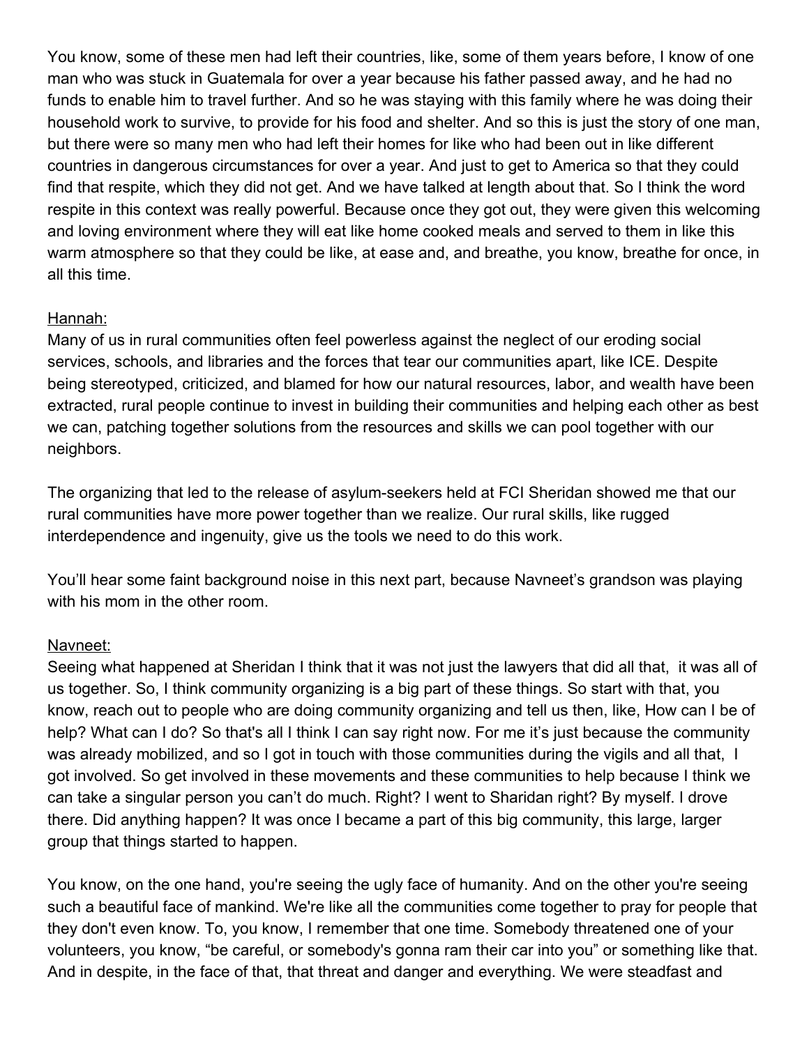You know, some of these men had left their countries, like, some of them years before, I know of one man who was stuck in Guatemala for over a year because his father passed away, and he had no funds to enable him to travel further. And so he was staying with this family where he was doing their household work to survive, to provide for his food and shelter. And so this is just the story of one man, but there were so many men who had left their homes for like who had been out in like different countries in dangerous circumstances for over a year. And just to get to America so that they could find that respite, which they did not get. And we have talked at length about that. So I think the word respite in this context was really powerful. Because once they got out, they were given this welcoming and loving environment where they will eat like home cooked meals and served to them in like this warm atmosphere so that they could be like, at ease and, and breathe, you know, breathe for once, in all this time.

<u>Hannah:</u>

Many of us in rural communities often feel powerless against the neglect of our eroding social services, schools, and libraries and the forces that tear our communities apart, like ICE. Despite being stereotyped, criticized, and blamed for how our natural resources, labor, and wealth have been extracted, rural people continue to invest in building their communities and helping each other as best we can, patching together solutions from the resources and skills we can pool together with our neighbors.

The organizing that led to the release of asylum-seekers held at FCI Sheridan showed me that our rural communities have more power together than we realize. Our rural skills, like rugged interdependence and ingenuity, give us the tools we need to do this work.

You'll hear some faint background noise in this next part, because Navneet's grandson was playing with his mom in the other room.

<u>Navneet:</u>

Seeing what happened at Sheridan I think that it was not just the lawyers that did all that, it was all of us together. So, I think community organizing is a big part of these things. So start with that, you know, reach out to people who are doing community organizing and tell us then, like, How can I be of help? What can I do? So that's all I think I can say right now. For me it's just because the community was already mobilized, and so I got in touch with those communities during the vigils and all that, I got involved. So get involved in these movements and these communities to help because I think we can take a singular person you can't do much. Right? I went to Sharidan right? By myself. I drove there. Did anything happen? It was once I became a part of this big community, this large, larger group that things started to happen.

You know, on the one hand, you're seeing the ugly face of humanity. And on the other you're seeing such a beautiful face of mankind. We're like all the communities come together to pray for people that they don't even know. To, you know, I remember that one time. Somebody threatened one of your volunteers, you know, "be careful, or somebody's gonna ram their car into you" or something like that. And in despite, in the face of that, that threat and danger and everything. We were steadfast and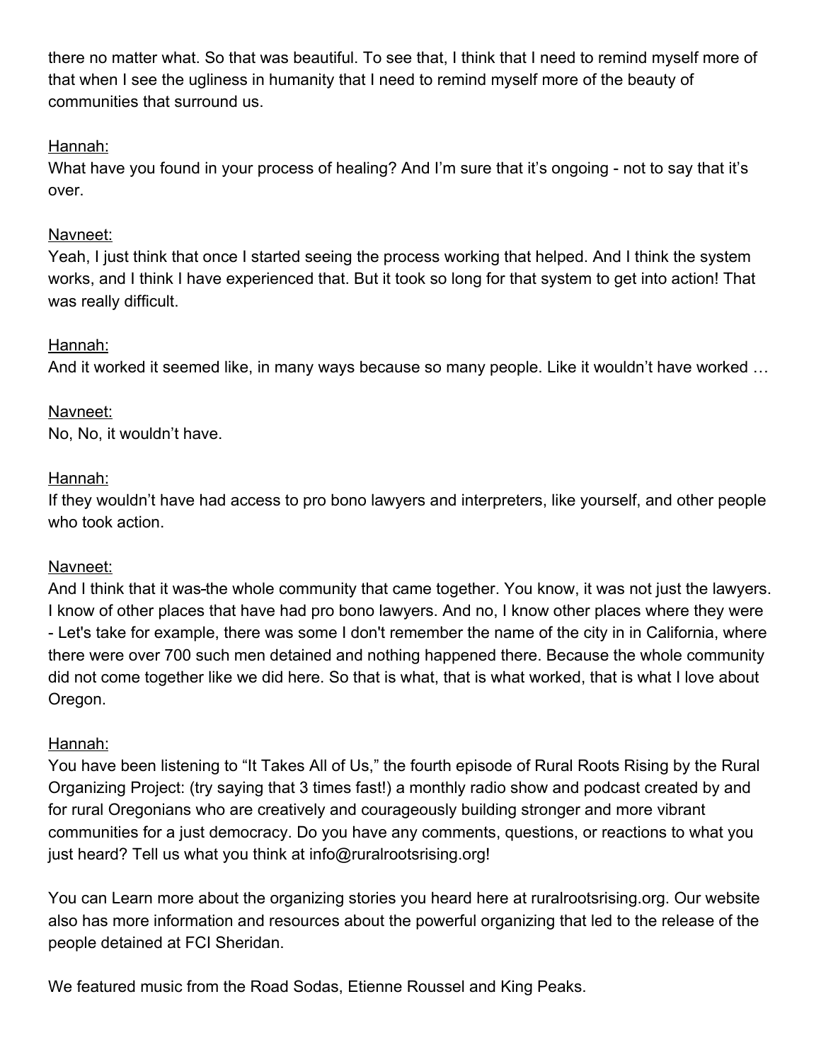there no matter what. So that was beautiful. To see that, I think that I need to remind myself more of that when I see the ugliness in humanity that I need to remind myself more of the beauty of communities that surround us.

Hannah:
What have you found in your process of healing? And I'm sure that it's ongoing - not to say that it's over.

Navneet:
Yeah, I just think that once I started seeing the process working that helped. And I think the system works, and I think I have experienced that. But it took so long for that system to get into action! That was really difficult.

Hannah:
And it worked it seemed like, in many ways because so many people. Like it wouldn't have worked …

Navneet:
No, No, it wouldn't have.

Hannah:
If they wouldn't have had access to pro bono lawyers and interpreters, like yourself, and other people who took action.

Navneet:
And I think that it was the whole community that came together. You know, it was not just the lawyers. I know of other places that have had pro bono lawyers. And no, I know other places where they were - Let's take for example, there was some I don't remember the name of the city in in California, where there were over 700 such men detained and nothing happened there. Because the whole community did not come together like we did here. So that is what, that is what worked, that is what I love about Oregon.

Hannah:
You have been listening to "It Takes All of Us," the fourth episode of Rural Roots Rising by the Rural Organizing Project: (try saying that 3 times fast!) a monthly radio show and podcast created by and for rural Oregonians who are creatively and courageously building stronger and more vibrant communities for a just democracy. Do you have any comments, questions, or reactions to what you just heard? Tell us what you think at info@ruralrootsrising.org!

You can Learn more about the organizing stories you heard here at ruralrootsrising.org. Our website also has more information and resources about the powerful organizing that led to the release of the people detained at FCI Sheridan.

We featured music from the Road Sodas, Etienne Roussel and King Peaks.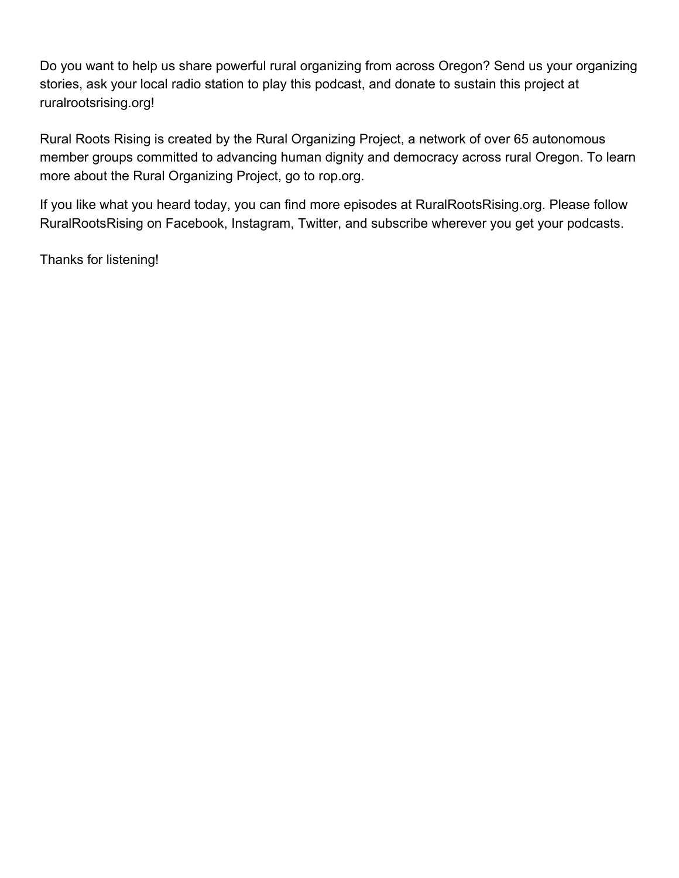Do you want to help us share powerful rural organizing from across Oregon? Send us your organizing stories, ask your local radio station to play this podcast, and donate to sustain this project at ruralrootsrising.org!

Rural Roots Rising is created by the Rural Organizing Project, a network of over 65 autonomous member groups committed to advancing human dignity and democracy across rural Oregon. To learn more about the Rural Organizing Project, go to rop.org.

If you like what you heard today, you can find more episodes at RuralRootsRising.org. Please follow RuralRootsRising on Facebook, Instagram, Twitter, and subscribe wherever you get your podcasts.

Thanks for listening!